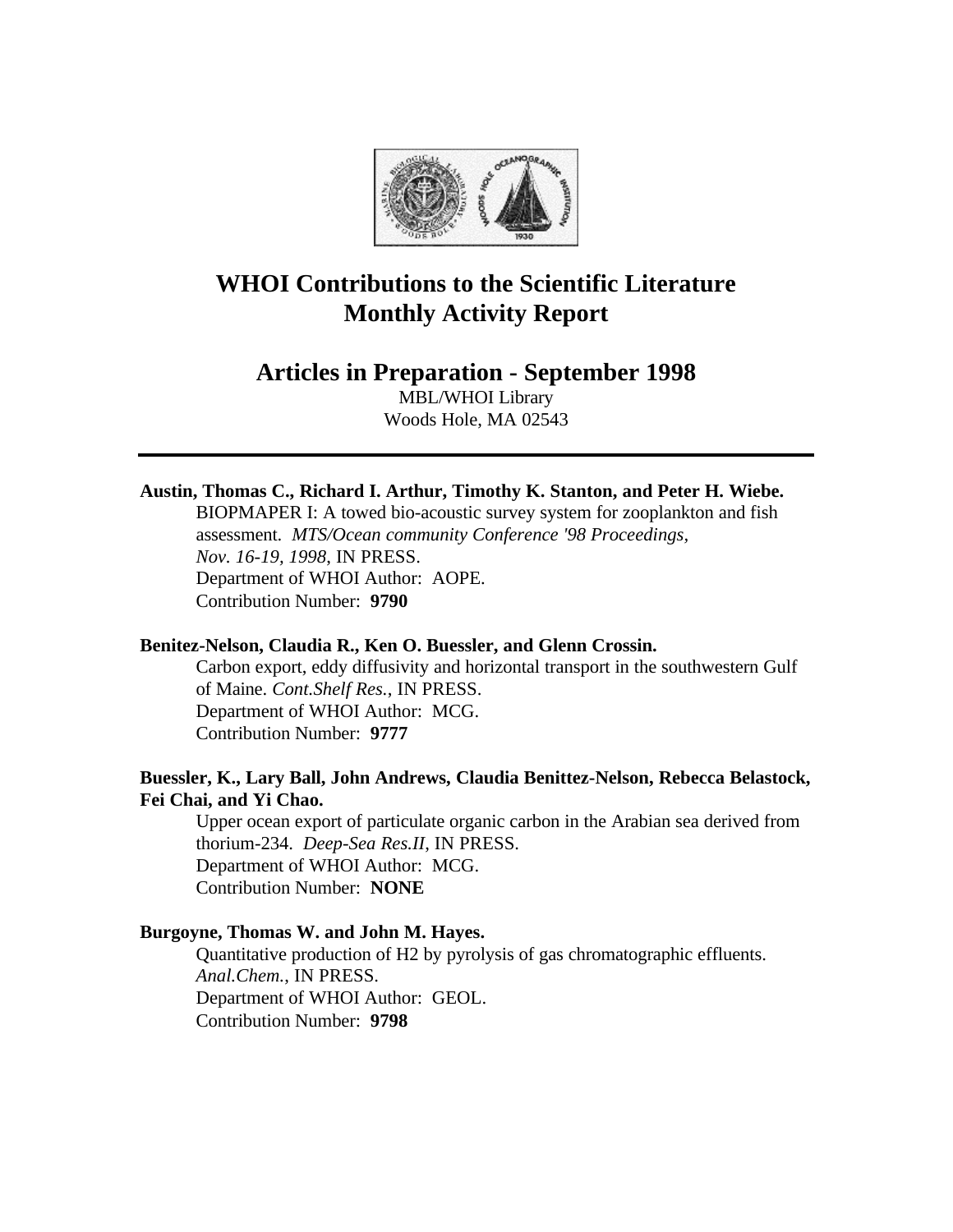# WHOI Contributions to the Scientific Literature
# Monthly Activity Report

## Articles in Preparation - September 1998

MBL/WHOI Library
Woods Hole, MA 02543

---

**Austin, Thomas C., Richard I. Arthur, Timothy K. Stanton, and Peter H. Wiebe.**
BIOPMAPER I: A towed bio-acoustic survey system for zooplankton and fish assessment. *MTS/Ocean community Conference '98 Proceedings, Nov. 16-19, 1998*, IN PRESS.
Department of WHOI Author: AOPE.
Contribution Number: **9790**

**Benitez-Nelson, Claudia R., Ken O. Buessler, and Glenn Crossin.**
Carbon export, eddy diffusivity and horizontal transport in the southwestern Gulf of Maine. *Cont.Shelf Res.*, IN PRESS.
Department of WHOI Author: MCG.
Contribution Number: **9777**

**Buessler, K., Lary Ball, John Andrews, Claudia Benittez-Nelson, Rebecca Belastock, Fei Chai, and Yi Chao.**
Upper ocean export of particulate organic carbon in the Arabian sea derived from thorium-234. *Deep-Sea Res.II*, IN PRESS.
Department of WHOI Author: MCG.
Contribution Number: **NONE**

**Burgoyne, Thomas W. and John M. Hayes.**
Quantitative production of $H_2$ by pyrolysis of gas chromatographic effluents. *Anal.Chem.*, IN PRESS.
Department of WHOI Author: GEOL.
Contribution Number: **9798**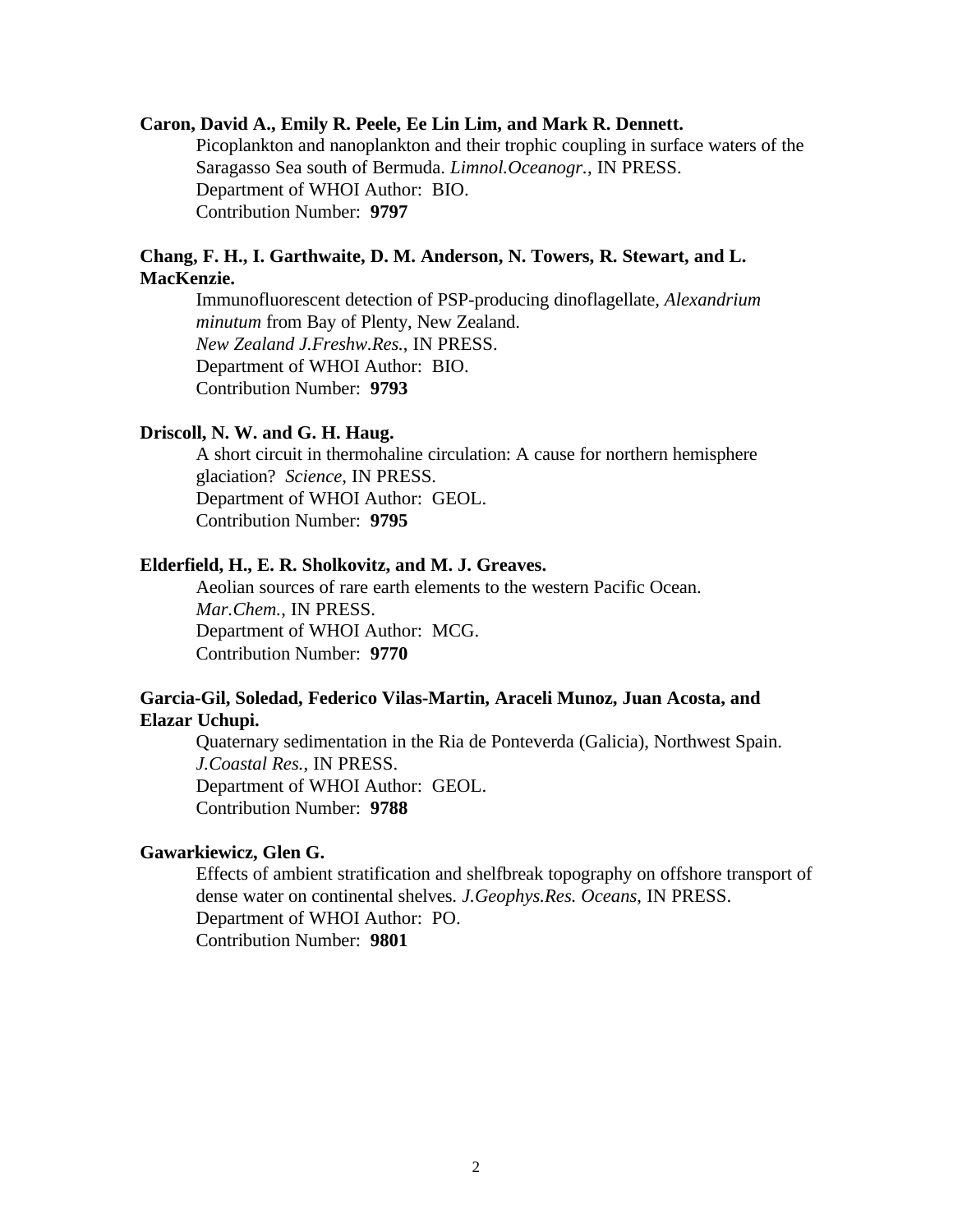**Caron, David A., Emily R. Peele, Ee Lin Lim, and Mark R. Dennett.**

Picoplankton and nanoplankton and their trophic coupling in surface waters of the Saragasso Sea south of Bermuda. *Limnol.Oceanogr.*, IN PRESS.
Department of WHOI Author: BIO.
Contribution Number: **9797**

**Chang, F. H., I. Garthwaite, D. M. Anderson, N. Towers, R. Stewart, and L. MacKenzie.**

Immunofluorescent detection of PSP-producing dinoflagellate, *Alexandrium minutum* from Bay of Plenty, New Zealand.
*New Zealand J.Freshw.Res.*, IN PRESS.
Department of WHOI Author: BIO.
Contribution Number: **9793**

**Driscoll, N. W. and G. H. Haug.**

A short circuit in thermohaline circulation: A cause for northern hemisphere glaciation? *Science*, IN PRESS.
Department of WHOI Author: GEOL.
Contribution Number: **9795**

**Elderfield, H., E. R. Sholkovitz, and M. J. Greaves.**

Aeolian sources of rare earth elements to the western Pacific Ocean.
*Mar.Chem.*, IN PRESS.
Department of WHOI Author: MCG.
Contribution Number: **9770**

**Garcia-Gil, Soledad, Federico Vilas-Martin, Araceli Munoz, Juan Acosta, and Elazar Uchupi.**

Quaternary sedimentation in the Ria de Ponteverda (Galicia), Northwest Spain.
*J.Coastal Res.*, IN PRESS.
Department of WHOI Author: GEOL.
Contribution Number: **9788**

**Gawarkiewicz, Glen G.**

Effects of ambient stratification and shelfbreak topography on offshore transport of dense water on continental shelves. *J.Geophys.Res. Oceans*, IN PRESS.
Department of WHOI Author: PO.
Contribution Number: **9801**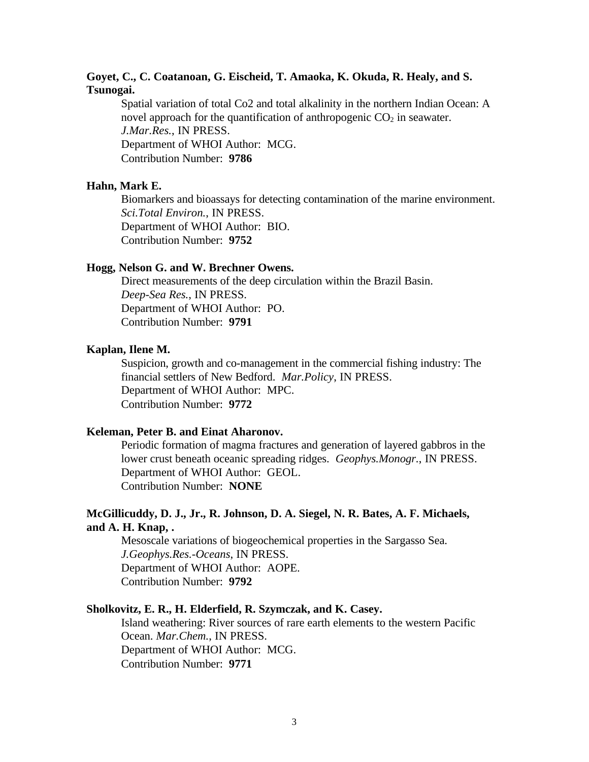**Goyet, C., C. Coatanoan, G. Eischeid, T. Amaoka, K. Okuda, R. Healy, and S. Tsunogai.**

Spatial variation of total Co2 and total alkalinity in the northern Indian Ocean: A novel approach for the quantification of anthropogenic $CO_2$ in seawater. *J.Mar.Res.*, IN PRESS.
Department of WHOI Author: MCG.
Contribution Number: **9786**

**Hahn, Mark E.**

Biomarkers and bioassays for detecting contamination of the marine environment. *Sci.Total Environ.*, IN PRESS.
Department of WHOI Author: BIO.
Contribution Number: **9752**

**Hogg, Nelson G. and W. Brechner Owens.**

Direct measurements of the deep circulation within the Brazil Basin. *Deep-Sea Res.*, IN PRESS.
Department of WHOI Author: PO.
Contribution Number: **9791**

**Kaplan, Ilene M.**

Suspicion, growth and co-management in the commercial fishing industry: The financial settlers of New Bedford. *Mar.Policy*, IN PRESS.
Department of WHOI Author: MPC.
Contribution Number: **9772**

**Keleman, Peter B. and Einat Aharonov.**

Periodic formation of magma fractures and generation of layered gabbros in the lower crust beneath oceanic spreading ridges. *Geophys.Monogr.*, IN PRESS.
Department of WHOI Author: GEOL.
Contribution Number: **NONE**

**McGillicuddy, D. J., Jr., R. Johnson, D. A. Siegel, N. R. Bates, A. F. Michaels, and A. H. Knap, .**

Mesoscale variations of biogeochemical properties in the Sargasso Sea. *J.Geophys.Res.-Oceans*, IN PRESS.
Department of WHOI Author: AOPE.
Contribution Number: **9792**

**Sholkovitz, E. R., H. Elderfield, R. Szymczak, and K. Casey.**

Island weathering: River sources of rare earth elements to the western Pacific Ocean. *Mar.Chem.*, IN PRESS.
Department of WHOI Author: MCG.
Contribution Number: **9771**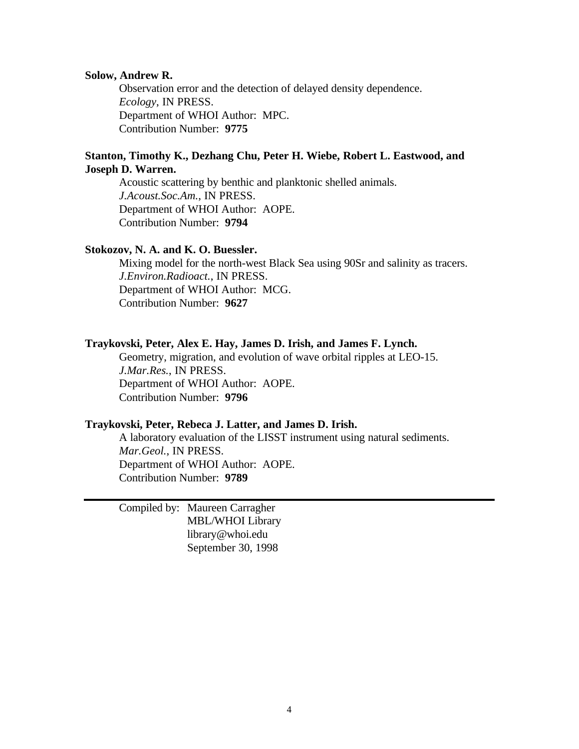**Solow, Andrew R.**

Observation error and the detection of delayed density dependence.
*Ecology*, IN PRESS.
Department of WHOI Author: MPC.
Contribution Number: **9775**

**Stanton, Timothy K., Dezhang Chu, Peter H. Wiebe, Robert L. Eastwood, and Joseph D. Warren.**

Acoustic scattering by benthic and planktonic shelled animals.
*J.Acoust.Soc.Am.*, IN PRESS.
Department of WHOI Author: AOPE.
Contribution Number: **9794**

**Stokozov, N. A. and K. O. Buessler.**

Mixing model for the north-west Black Sea using 90Sr and salinity as tracers.
*J.Environ.Radioact.*, IN PRESS.
Department of WHOI Author: MCG.
Contribution Number: **9627**

**Traykovski, Peter, Alex E. Hay, James D. Irish, and James F. Lynch.**

Geometry, migration, and evolution of wave orbital ripples at LEO-15.
*J.Mar.Res.*, IN PRESS.
Department of WHOI Author: AOPE.
Contribution Number: **9796**

**Traykovski, Peter, Rebeca J. Latter, and James D. Irish.**

A laboratory evaluation of the LISST instrument using natural sediments.
*Mar.Geol.*, IN PRESS.
Department of WHOI Author: AOPE.
Contribution Number: **9789**

---

Compiled by: Maureen Carragher
MBL/WHOI Library
library@whoi.edu
September 30, 1998